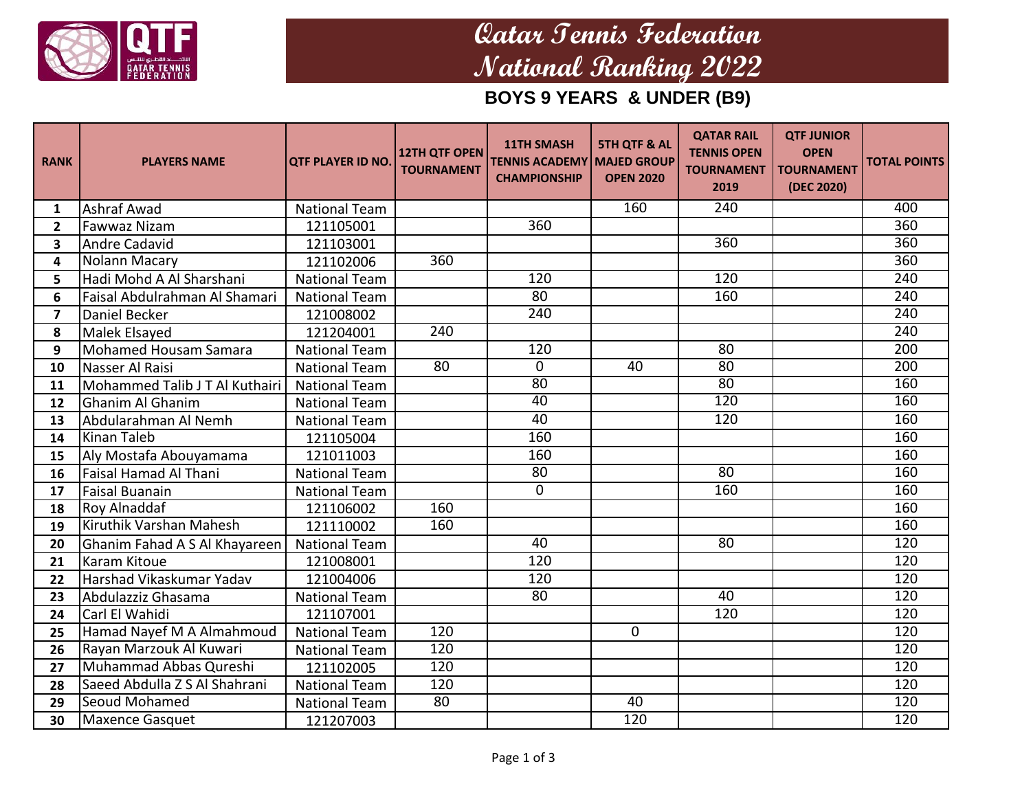# Qatar Tennis Federation
# National Ranking 2022

## BOYS 9 YEARS & UNDER (B9)

| RANK | PLAYERS NAME | QTF PLAYER ID NO. | 12TH QTF OPEN TOURNAMENT | 11TH SMASH TENNIS ACADEMY CHAMPIONSHIP | 5TH QTF & AL MAJED GROUP OPEN 2020 | QATAR RAIL TENNIS OPEN TOURNAMENT 2019 | QTF JUNIOR OPEN TOURNAMENT (DEC 2020) | TOTAL POINTS |
|---|---|---|---|---|---|---|---|---|
| 1 | Ashraf Awad | National Team | | | 160 | 240 | | 400 |
| 2 | Fawwaz Nizam | 121105001 | | 360 | | | | 360 |
| 3 | Andre Cadavid | 121103001 | | | | 360 | | 360 |
| 4 | Nolann Macary | 121102006 | 360 | | | | | 360 |
| 5 | Hadi Mohd A Al Sharshani | National Team | | 120 | | 120 | | 240 |
| 6 | Faisal Abdulrahman Al Shamari | National Team | | 80 | | 160 | | 240 |
| 7 | Daniel Becker | 121008002 | | 240 | | | | 240 |
| 8 | Malek Elsayed | 121204001 | 240 | | | | | 240 |
| 9 | Mohamed Housam Samara | National Team | | 120 | | 80 | | 200 |
| 10 | Nasser Al Raisi | National Team | 80 | 0 | 40 | 80 | | 200 |
| 11 | Mohammed Talib J T Al Kuthairi | National Team | | 80 | | 80 | | 160 |
| 12 | Ghanim Al Ghanim | National Team | | 40 | | 120 | | 160 |
| 13 | Abdularahman Al Nemh | National Team | | 40 | | 120 | | 160 |
| 14 | Kinan Taleb | 121105004 | | 160 | | | | 160 |
| 15 | Aly Mostafa Abouyamama | 121011003 | | 160 | | | | 160 |
| 16 | Faisal Hamad Al Thani | National Team | | 80 | | 80 | | 160 |
| 17 | Faisal Buanain | National Team | | 0 | | 160 | | 160 |
| 18 | Roy Alnaddaf | 121106002 | 160 | | | | | 160 |
| 19 | Kiruthik Varshan Mahesh | 121110002 | 160 | | | | | 160 |
| 20 | Ghanim Fahad A S Al Khayareen | National Team | | 40 | | 80 | | 120 |
| 21 | Karam Kitoue | 121008001 | | 120 | | | | 120 |
| 22 | Harshad Vikaskumar Yadav | 121004006 | | 120 | | | | 120 |
| 23 | Abdulazziz Ghasama | National Team | | 80 | | 40 | | 120 |
| 24 | Carl El Wahidi | 121107001 | | | | 120 | | 120 |
| 25 | Hamad Nayef M A Almahmoud | National Team | 120 | | 0 | | | 120 |
| 26 | Rayan Marzouk Al Kuwari | National Team | 120 | | | | | 120 |
| 27 | Muhammad Abbas Qureshi | 121102005 | 120 | | | | | 120 |
| 28 | Saeed Abdulla Z S Al Shahrani | National Team | 120 | | | | | 120 |
| 29 | Seoud Mohamed | National Team | 80 | | 40 | | | 120 |
| 30 | Maxence Gasquet | 121207003 | | | 120 | | | 120 |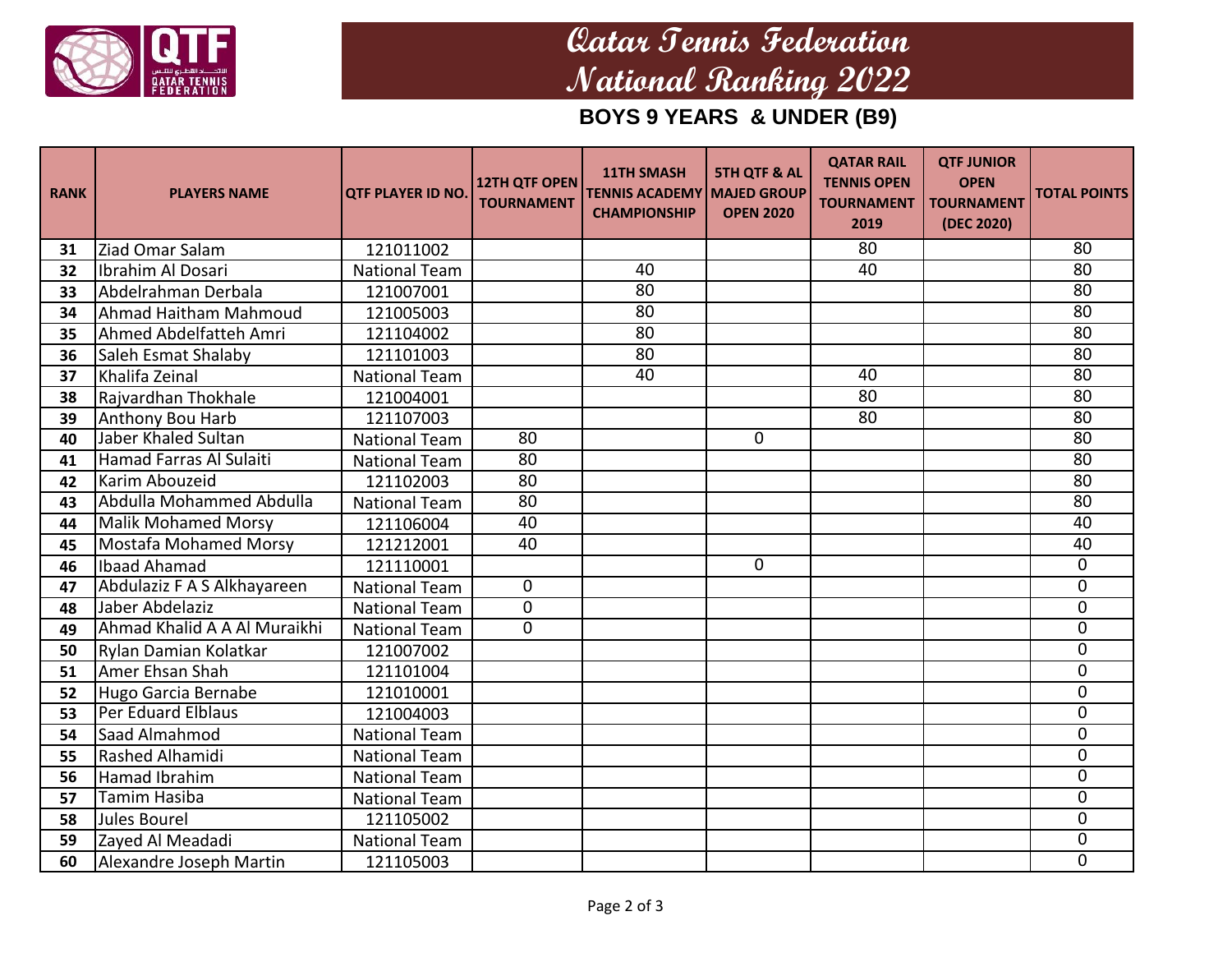# Qatar Tennis Federation
# National Ranking 2022

## BOYS 9 YEARS & UNDER (B9)

| RANK | PLAYERS NAME | QTF PLAYER ID NO. | 12TH QTF OPEN TOURNAMENT | 11TH SMASH TENNIS ACADEMY CHAMPIONSHIP | 5TH QTF & AL MAJED GROUP OPEN 2020 | QATAR RAIL TENNIS OPEN TOURNAMENT 2019 | QTF JUNIOR OPEN TOURNAMENT (DEC 2020) | TOTAL POINTS |
|---|---|---|---|---|---|---|---|---|
| 31 | Ziad Omar Salam | 121011002 | | | | 80 | | 80 |
| 32 | Ibrahim Al Dosari | National Team | | 40 | | 40 | | 80 |
| 33 | Abdelrahman Derbala | 121007001 | | 80 | | | | 80 |
| 34 | Ahmad Haitham Mahmoud | 121005003 | | 80 | | | | 80 |
| 35 | Ahmed Abdelfatteh Amri | 121104002 | | 80 | | | | 80 |
| 36 | Saleh Esmat Shalaby | 121101003 | | 80 | | | | 80 |
| 37 | Khalifa Zeinal | National Team | | 40 | | 40 | | 80 |
| 38 | Rajvardhan Thokhale | 121004001 | | | | 80 | | 80 |
| 39 | Anthony Bou Harb | 121107003 | | | | 80 | | 80 |
| 40 | Jaber Khaled Sultan | National Team | 80 | | 0 | | | 80 |
| 41 | Hamad Farras Al Sulaiti | National Team | 80 | | | | | 80 |
| 42 | Karim Abouzeid | 121102003 | 80 | | | | | 80 |
| 43 | Abdulla Mohammed Abdulla | National Team | 80 | | | | | 80 |
| 44 | Malik Mohamed Morsy | 121106004 | 40 | | | | | 40 |
| 45 | Mostafa Mohamed Morsy | 121212001 | 40 | | | | | 40 |
| 46 | Ibaad Ahamad | 121110001 | | | 0 | | | 0 |
| 47 | Abdulaziz F A S Alkhayareen | National Team | 0 | | | | | 0 |
| 48 | Jaber Abdelaziz | National Team | 0 | | | | | 0 |
| 49 | Ahmad Khalid A A Al Muraikhi | National Team | 0 | | | | | 0 |
| 50 | Rylan Damian Kolatkar | 121007002 | | | | | | 0 |
| 51 | Amer Ehsan Shah | 121101004 | | | | | | 0 |
| 52 | Hugo Garcia Bernabe | 121010001 | | | | | | 0 |
| 53 | Per Eduard Elblaus | 121004003 | | | | | | 0 |
| 54 | Saad Almahmod | National Team | | | | | | 0 |
| 55 | Rashed Alhamidi | National Team | | | | | | 0 |
| 56 | Hamad Ibrahim | National Team | | | | | | 0 |
| 57 | Tamim Hasiba | National Team | | | | | | 0 |
| 58 | Jules Bourel | 121105002 | | | | | | 0 |
| 59 | Zayed Al Meadadi | National Team | | | | | | 0 |
| 60 | Alexandre Joseph Martin | 121105003 | | | | | | 0 |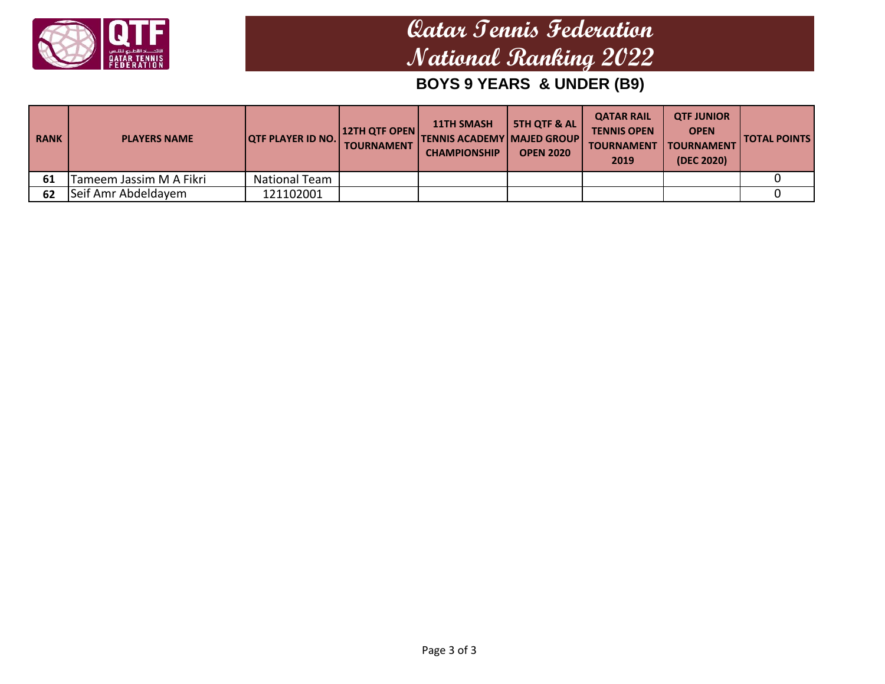# Qatar Tennis Federation
# National Ranking 2022

## BOYS 9 YEARS & UNDER (B9)

| RANK | PLAYERS NAME | QTF PLAYER ID NO. | 12TH QTF OPEN TOURNAMENT | 11TH SMASH TENNIS ACADEMY CHAMPIONSHIP | 5TH QTF & AL MAJED GROUP OPEN 2020 | QATAR RAIL TENNIS OPEN TOURNAMENT 2019 | QTF JUNIOR OPEN TOURNAMENT (DEC 2020) | TOTAL POINTS |
|---|---|---|---|---|---|---|---|---|
| 61 | Tameem Jassim M A Fikri | National Team | | | | | | 0 |
| 62 | Seif Amr Abdeldayem | 121102001 | | | | | | 0 |